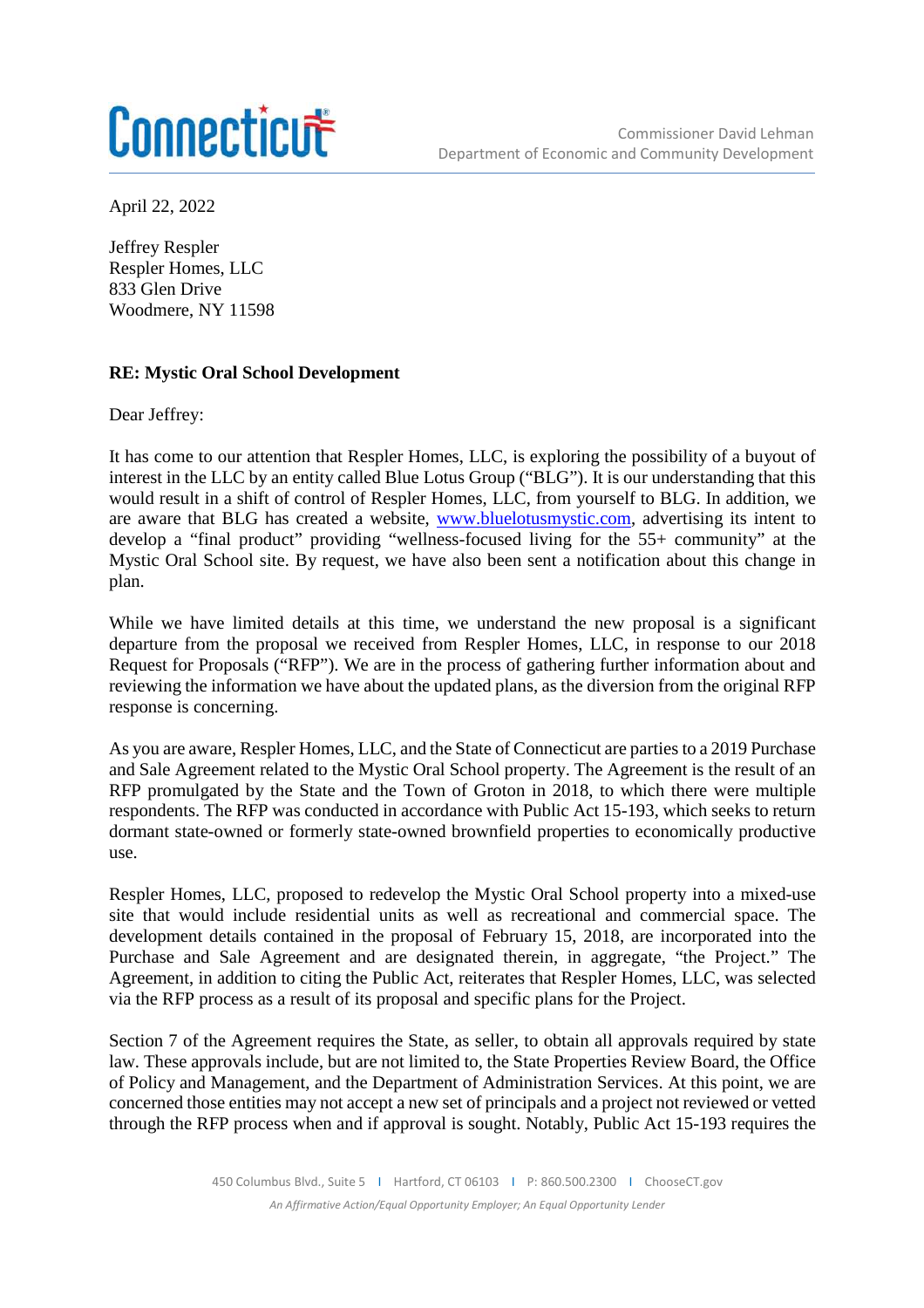Connecticut

Commissioner David Lehman
Department of Economic and Community Development

April 22, 2022

Jeffrey Respler
Respler Homes, LLC
833 Glen Drive
Woodmere, NY 11598

**RE: Mystic Oral School Development**

Dear Jeffrey:

It has come to our attention that Respler Homes, LLC, is exploring the possibility of a buyout of interest in the LLC by an entity called Blue Lotus Group ("BLG"). It is our understanding that this would result in a shift of control of Respler Homes, LLC, from yourself to BLG. In addition, we are aware that BLG has created a website, [www.bluelotusmystic.com](www.bluelotusmystic.com), advertising its intent to develop a "final product" providing "wellness-focused living for the 55+ community" at the Mystic Oral School site. By request, we have also been sent a notification about this change in plan.

While we have limited details at this time, we understand the new proposal is a significant departure from the proposal we received from Respler Homes, LLC, in response to our 2018 Request for Proposals ("RFP"). We are in the process of gathering further information about and reviewing the information we have about the updated plans, as the diversion from the original RFP response is concerning.

As you are aware, Respler Homes, LLC, and the State of Connecticut are parties to a 2019 Purchase and Sale Agreement related to the Mystic Oral School property. The Agreement is the result of an RFP promulgated by the State and the Town of Groton in 2018, to which there were multiple respondents. The RFP was conducted in accordance with Public Act 15-193, which seeks to return dormant state-owned or formerly state-owned brownfield properties to economically productive use.

Respler Homes, LLC, proposed to redevelop the Mystic Oral School property into a mixed-use site that would include residential units as well as recreational and commercial space. The development details contained in the proposal of February 15, 2018, are incorporated into the Purchase and Sale Agreement and are designated therein, in aggregate, "the Project." The Agreement, in addition to citing the Public Act, reiterates that Respler Homes, LLC, was selected via the RFP process as a result of its proposal and specific plans for the Project.

Section 7 of the Agreement requires the State, as seller, to obtain all approvals required by state law. These approvals include, but are not limited to, the State Properties Review Board, the Office of Policy and Management, and the Department of Administration Services. At this point, we are concerned those entities may not accept a new set of principals and a project not reviewed or vetted through the RFP process when and if approval is sought. Notably, Public Act 15-193 requires the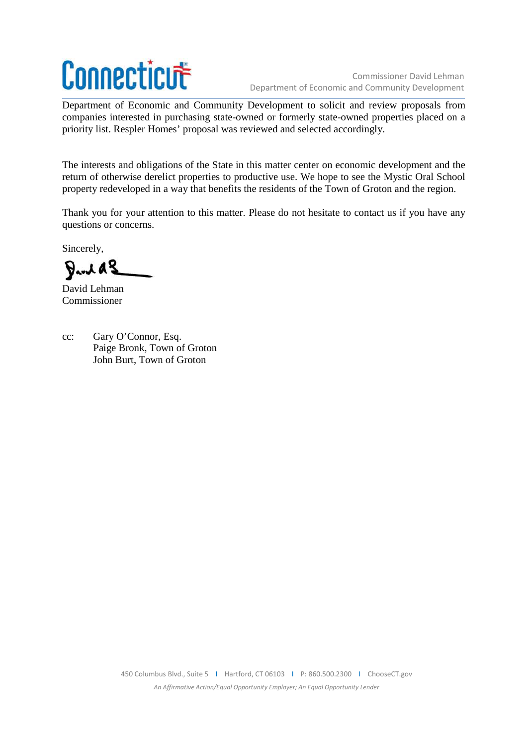Department of Economic and Community Development to solicit and review proposals from companies interested in purchasing state-owned or formerly state-owned properties placed on a priority list. Respler Homes' proposal was reviewed and selected accordingly.

The interests and obligations of the State in this matter center on economic development and the return of otherwise derelict properties to productive use. We hope to see the Mystic Oral School property redeveloped in a way that benefits the residents of the Town of Groton and the region.

Thank you for your attention to this matter. Please do not hesitate to contact us if you have any questions or concerns.

Sincerely,

David Lehman
Commissioner

cc: Gary O'Connor, Esq.
Paige Bronk, Town of Groton
John Burt, Town of Groton